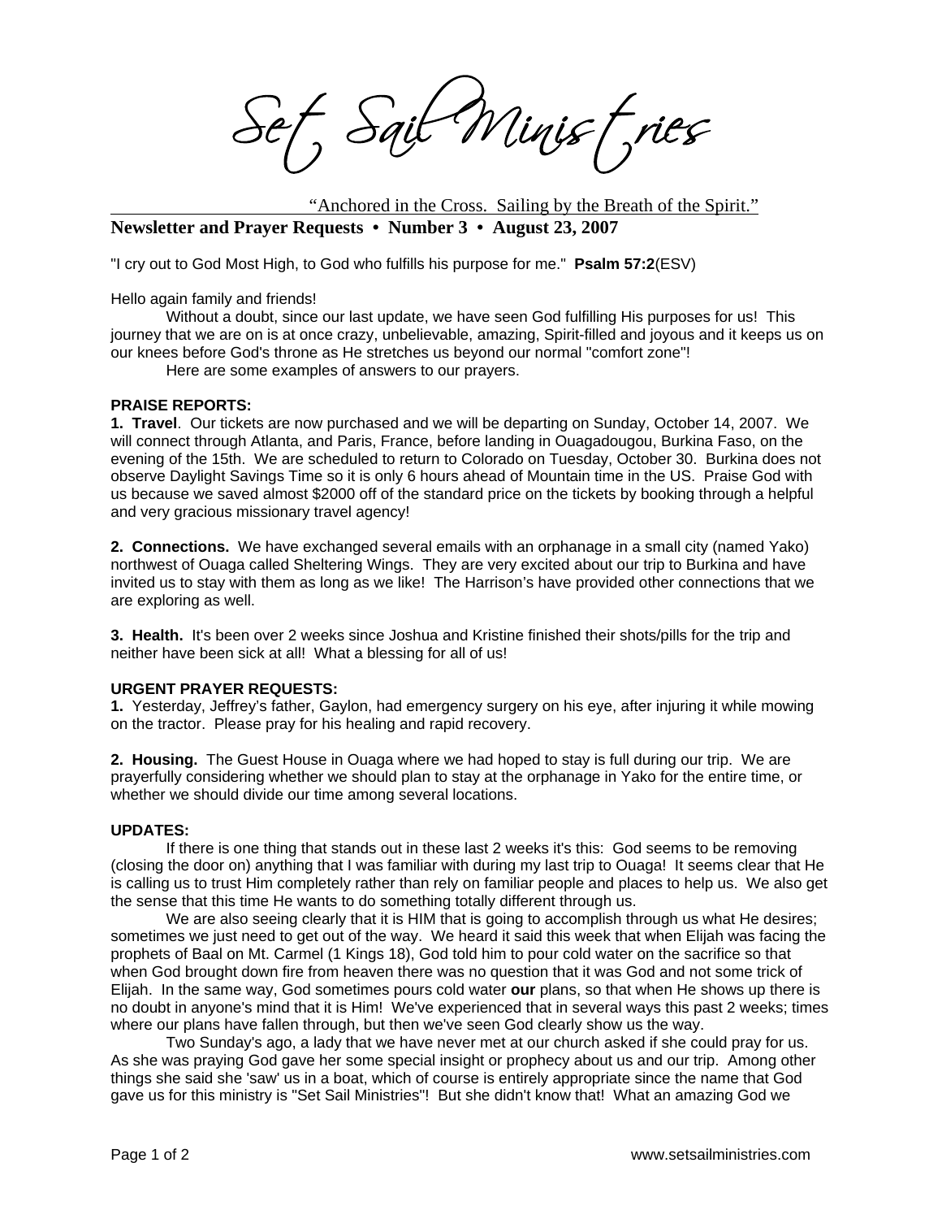# Set Sail Ministries

"Anchored in the Cross. Sailing by the Breath of the Spirit."

**Newsletter and Prayer Requests • Number 3 • August 23, 2007**

"I cry out to God Most High, to God who fulfills his purpose for me." **Psalm 57:2**(ESV)

Hello again family and friends!

Without a doubt, since our last update, we have seen God fulfilling His purposes for us! This journey that we are on is at once crazy, unbelievable, amazing, Spirit-filled and joyous and it keeps us on our knees before God's throne as He stretches us beyond our normal "comfort zone"!

Here are some examples of answers to our prayers.

**PRAISE REPORTS:**

**1. Travel**. Our tickets are now purchased and we will be departing on Sunday, October 14, 2007. We will connect through Atlanta, and Paris, France, before landing in Ouagadougou, Burkina Faso, on the evening of the 15th. We are scheduled to return to Colorado on Tuesday, October 30. Burkina does not observe Daylight Savings Time so it is only 6 hours ahead of Mountain time in the US. Praise God with us because we saved almost $2000 off of the standard price on the tickets by booking through a helpful and very gracious missionary travel agency!

**2. Connections.** We have exchanged several emails with an orphanage in a small city (named Yako) northwest of Ouaga called Sheltering Wings. They are very excited about our trip to Burkina and have invited us to stay with them as long as we like! The Harrison's have provided other connections that we are exploring as well.

**3. Health.** It's been over 2 weeks since Joshua and Kristine finished their shots/pills for the trip and neither have been sick at all! What a blessing for all of us!

**URGENT PRAYER REQUESTS:**

**1.** Yesterday, Jeffrey's father, Gaylon, had emergency surgery on his eye, after injuring it while mowing on the tractor. Please pray for his healing and rapid recovery.

**2. Housing.** The Guest House in Ouaga where we had hoped to stay is full during our trip. We are prayerfully considering whether we should plan to stay at the orphanage in Yako for the entire time, or whether we should divide our time among several locations.

**UPDATES:**

If there is one thing that stands out in these last 2 weeks it's this: God seems to be removing (closing the door on) anything that I was familiar with during my last trip to Ouaga! It seems clear that He is calling us to trust Him completely rather than rely on familiar people and places to help us. We also get the sense that this time He wants to do something totally different through us.

We are also seeing clearly that it is HIM that is going to accomplish through us what He desires; sometimes we just need to get out of the way. We heard it said this week that when Elijah was facing the prophets of Baal on Mt. Carmel (1 Kings 18), God told him to pour cold water on the sacrifice so that when God brought down fire from heaven there was no question that it was God and not some trick of Elijah. In the same way, God sometimes pours cold water **our** plans, so that when He shows up there is no doubt in anyone's mind that it is Him! We've experienced that in several ways this past 2 weeks; times where our plans have fallen through, but then we've seen God clearly show us the way.

Two Sunday's ago, a lady that we have never met at our church asked if she could pray for us. As she was praying God gave her some special insight or prophecy about us and our trip. Among other things she said she 'saw' us in a boat, which of course is entirely appropriate since the name that God gave us for this ministry is "Set Sail Ministries"! But she didn't know that! What an amazing God we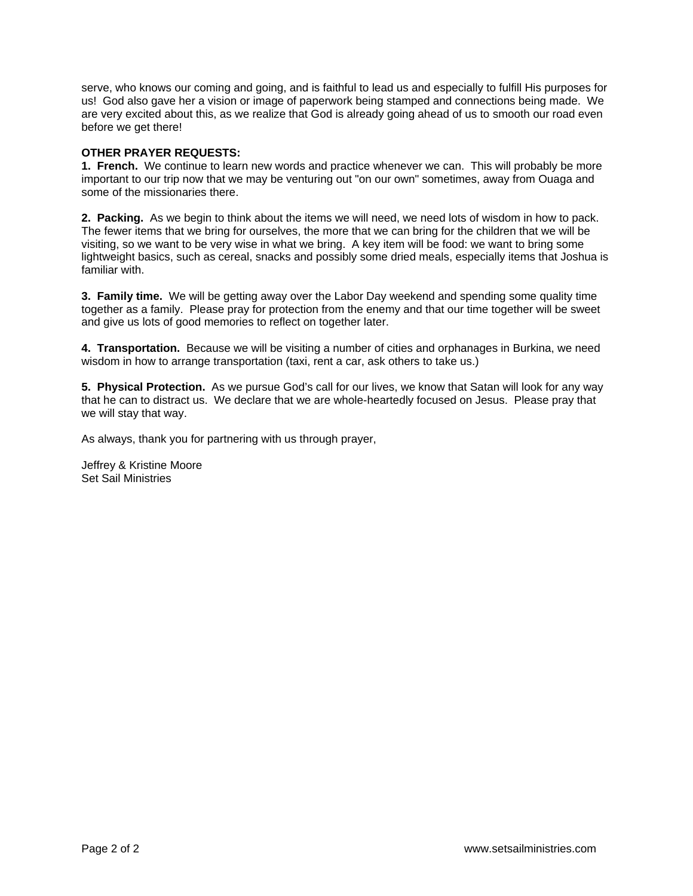serve, who knows our coming and going, and is faithful to lead us and especially to fulfill His purposes for us! God also gave her a vision or image of paperwork being stamped and connections being made. We are very excited about this, as we realize that God is already going ahead of us to smooth our road even before we get there!

**OTHER PRAYER REQUESTS:**

**1. French.** We continue to learn new words and practice whenever we can. This will probably be more important to our trip now that we may be venturing out "on our own" sometimes, away from Ouaga and some of the missionaries there.

**2. Packing.** As we begin to think about the items we will need, we need lots of wisdom in how to pack. The fewer items that we bring for ourselves, the more that we can bring for the children that we will be visiting, so we want to be very wise in what we bring. A key item will be food: we want to bring some lightweight basics, such as cereal, snacks and possibly some dried meals, especially items that Joshua is familiar with.

**3. Family time.** We will be getting away over the Labor Day weekend and spending some quality time together as a family. Please pray for protection from the enemy and that our time together will be sweet and give us lots of good memories to reflect on together later.

**4. Transportation.** Because we will be visiting a number of cities and orphanages in Burkina, we need wisdom in how to arrange transportation (taxi, rent a car, ask others to take us.)

**5. Physical Protection.** As we pursue God's call for our lives, we know that Satan will look for any way that he can to distract us. We declare that we are whole-heartedly focused on Jesus. Please pray that we will stay that way.

As always, thank you for partnering with us through prayer,

Jeffrey & Kristine Moore
Set Sail Ministries

www.setsailministries.com